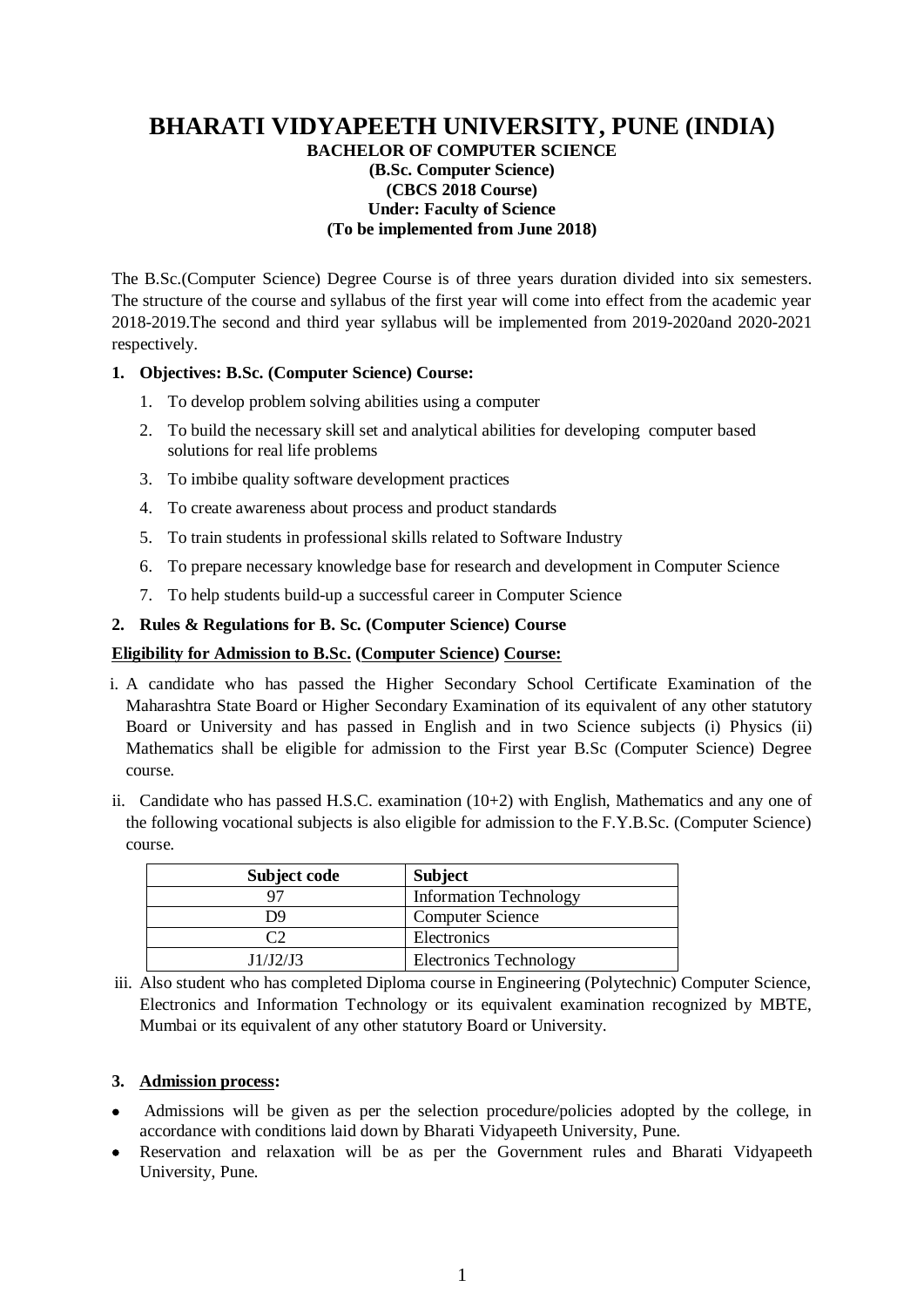# BHARATI VIDYAPEETH UNIVERSITY, PUNE (INDIA)

**BACHELOR OF COMPUTER SCIENCE**
**(B.Sc. Computer Science)**
**(CBCS 2018 Course)**
**Under: Faculty of Science**
**(To be implemented from June 2018)**

The B.Sc.(Computer Science) Degree Course is of three years duration divided into six semesters. The structure of the course and syllabus of the first year will come into effect from the academic year 2018-2019.The second and third year syllabus will be implemented from 2019-2020and 2020-2021 respectively.

**1. Objectives: B.Sc. (Computer Science) Course:**

1. To develop problem solving abilities using a computer
2. To build the necessary skill set and analytical abilities for developing computer based solutions for real life problems
3. To imbibe quality software development practices
4. To create awareness about process and product standards
5. To train students in professional skills related to Software Industry
6. To prepare necessary knowledge base for research and development in Computer Science
7. To help students build-up a successful career in Computer Science

**2. Rules & Regulations for B. Sc. (Computer Science) Course**

**<u>Eligibility for Admission to B.Sc. (Computer Science) Course:</u>**

i. A candidate who has passed the Higher Secondary School Certificate Examination of the Maharashtra State Board or Higher Secondary Examination of its equivalent of any other statutory Board or University and has passed in English and in two Science subjects (i) Physics (ii) Mathematics shall be eligible for admission to the First year B.Sc (Computer Science) Degree course.

ii. Candidate who has passed H.S.C. examination (10+2) with English, Mathematics and any one of the following vocational subjects is also eligible for admission to the F.Y.B.Sc. (Computer Science) course.

| Subject code | Subject |
|---|---|
| 97 | Information Technology |
| D9 | Computer Science |
| C2 | Electronics |
| J1/J2/J3 | Electronics Technology |

iii. Also student who has completed Diploma course in Engineering (Polytechnic) Computer Science, Electronics and Information Technology or its equivalent examination recognized by MBTE, Mumbai or its equivalent of any other statutory Board or University.

**3. <u>Admission process</u>:**

- Admissions will be given as per the selection procedure/policies adopted by the college, in accordance with conditions laid down by Bharati Vidyapeeth University, Pune.
- Reservation and relaxation will be as per the Government rules and Bharati Vidyapeeth University, Pune.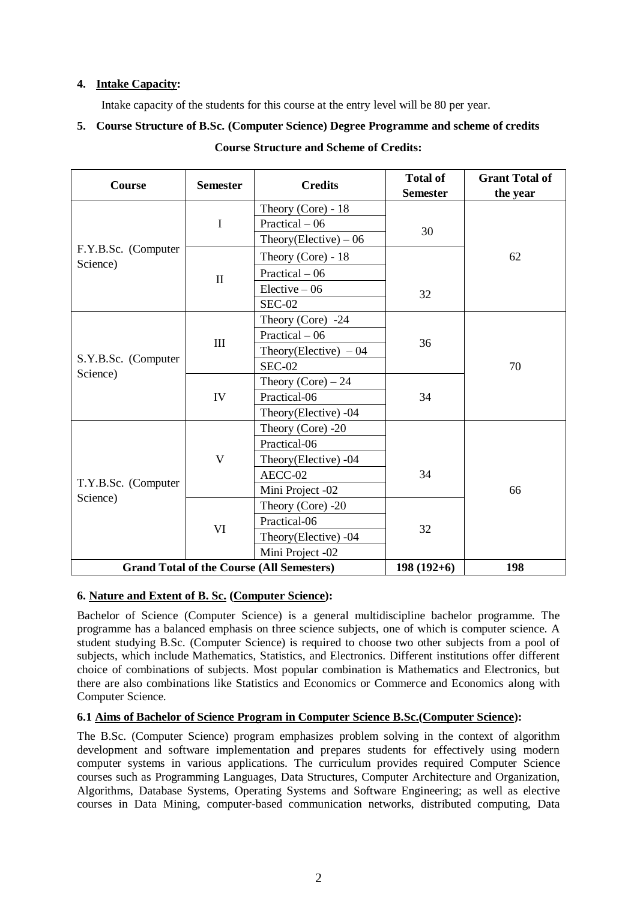4. **Intake Capacity:**

Intake capacity of the students for this course at the entry level will be 80 per year.

5. **Course Structure of B.Sc. (Computer Science) Degree Programme and scheme of credits**

**Course Structure and Scheme of Credits:**

| Course | Semester | Credits | Total of Semester | Grant Total of the year |
|---|---|---|---|---|
| F.Y.B.Sc. (Computer Science) | I | Theory (Core) - 18 | 30 | 62 |
| | | Practical – 06 | | |
| | | Theory(Elective) – 06 | | |
| | II | Theory (Core) - 18 | 32 | |
| | | Practical – 06 | | |
| | | Elective – 06 | | |
| | | SEC-02 | | |
| S.Y.B.Sc. (Computer Science) | III | Theory (Core) -24 | 36 | 70 |
| | | Practical – 06 | | |
| | | Theory(Elective) – 04 | | |
| | | SEC-02 | | |
| | IV | Theory (Core) – 24 | 34 | |
| | | Practical-06 | | |
| | | Theory(Elective) -04 | | |
| T.Y.B.Sc. (Computer Science) | V | Theory (Core) -20 | 34 | 66 |
| | | Practical-06 | | |
| | | Theory(Elective) -04 | | |
| | | AECC-02 | | |
| | | Mini Project -02 | | |
| | VI | Theory (Core) -20 | 32 | |
| | | Practical-06 | | |
| | | Theory(Elective) -04 | | |
| | | Mini Project -02 | | |
| **Grand Total of the Course (All Semesters)** | | | **198 (192+6)** | **198** |

**6. Nature and Extent of B. Sc. (Computer Science):**

Bachelor of Science (Computer Science) is a general multidiscipline bachelor programme. The programme has a balanced emphasis on three science subjects, one of which is computer science. A student studying B.Sc. (Computer Science) is required to choose two other subjects from a pool of subjects, which include Mathematics, Statistics, and Electronics. Different institutions offer different choice of combinations of subjects. Most popular combination is Mathematics and Electronics, but there are also combinations like Statistics and Economics or Commerce and Economics along with Computer Science.

**6.1 Aims of Bachelor of Science Program in Computer Science B.Sc.(Computer Science):**

The B.Sc. (Computer Science) program emphasizes problem solving in the context of algorithm development and software implementation and prepares students for effectively using modern computer systems in various applications. The curriculum provides required Computer Science courses such as Programming Languages, Data Structures, Computer Architecture and Organization, Algorithms, Database Systems, Operating Systems and Software Engineering; as well as elective courses in Data Mining, computer-based communication networks, distributed computing, Data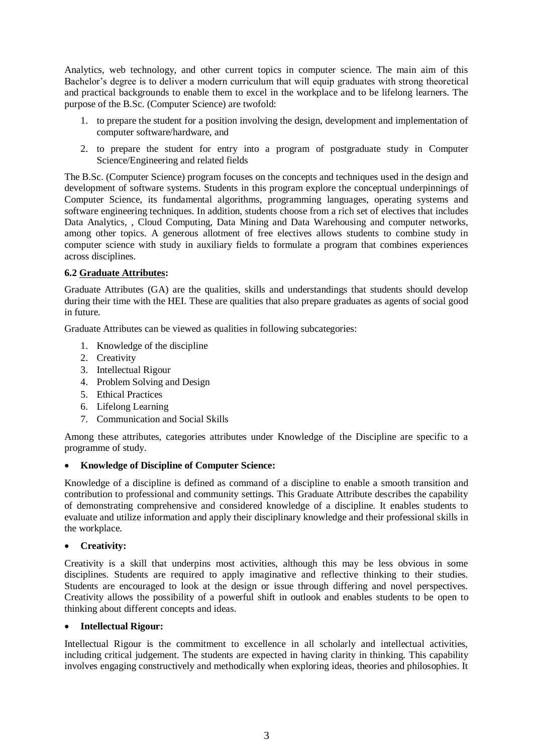Analytics, web technology, and other current topics in computer science. The main aim of this Bachelor's degree is to deliver a modern curriculum that will equip graduates with strong theoretical and practical backgrounds to enable them to excel in the workplace and to be lifelong learners. The purpose of the B.Sc. (Computer Science) are twofold:

1. to prepare the student for a position involving the design, development and implementation of computer software/hardware, and
2. to prepare the student for entry into a program of postgraduate study in Computer Science/Engineering and related fields

The B.Sc. (Computer Science) program focuses on the concepts and techniques used in the design and development of software systems. Students in this program explore the conceptual underpinnings of Computer Science, its fundamental algorithms, programming languages, operating systems and software engineering techniques. In addition, students choose from a rich set of electives that includes Data Analytics, , Cloud Computing, Data Mining and Data Warehousing and computer networks, among other topics. A generous allotment of free electives allows students to combine study in computer science with study in auxiliary fields to formulate a program that combines experiences across disciplines.

**6.2 <u>Graduate Attributes</u>:**

Graduate Attributes (GA) are the qualities, skills and understandings that students should develop during their time with the HEI. These are qualities that also prepare graduates as agents of social good in future.

Graduate Attributes can be viewed as qualities in following subcategories:

1. Knowledge of the discipline
2. Creativity
3. Intellectual Rigour
4. Problem Solving and Design
5. Ethical Practices
6. Lifelong Learning
7. Communication and Social Skills

Among these attributes, categories attributes under Knowledge of the Discipline are specific to a programme of study.

- **Knowledge of Discipline of Computer Science:**

Knowledge of a discipline is defined as command of a discipline to enable a smooth transition and contribution to professional and community settings. This Graduate Attribute describes the capability of demonstrating comprehensive and considered knowledge of a discipline. It enables students to evaluate and utilize information and apply their disciplinary knowledge and their professional skills in the workplace.

- **Creativity:**

Creativity is a skill that underpins most activities, although this may be less obvious in some disciplines. Students are required to apply imaginative and reflective thinking to their studies. Students are encouraged to look at the design or issue through differing and novel perspectives. Creativity allows the possibility of a powerful shift in outlook and enables students to be open to thinking about different concepts and ideas.

- **Intellectual Rigour:**

Intellectual Rigour is the commitment to excellence in all scholarly and intellectual activities, including critical judgement. The students are expected in having clarity in thinking. This capability involves engaging constructively and methodically when exploring ideas, theories and philosophies. It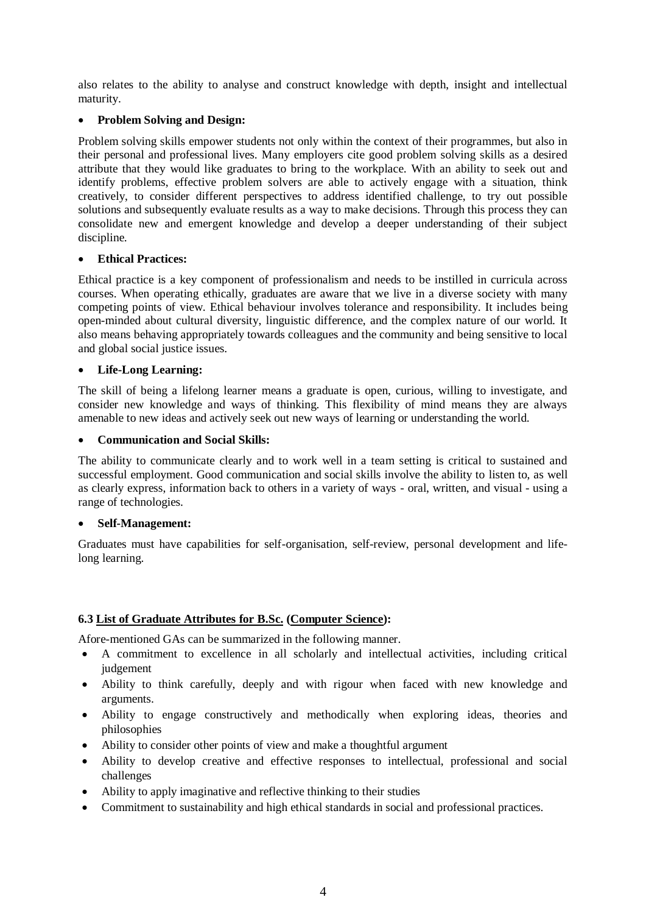also relates to the ability to analyse and construct knowledge with depth, insight and intellectual maturity.

- **Problem Solving and Design:**

Problem solving skills empower students not only within the context of their programmes, but also in their personal and professional lives. Many employers cite good problem solving skills as a desired attribute that they would like graduates to bring to the workplace. With an ability to seek out and identify problems, effective problem solvers are able to actively engage with a situation, think creatively, to consider different perspectives to address identified challenge, to try out possible solutions and subsequently evaluate results as a way to make decisions. Through this process they can consolidate new and emergent knowledge and develop a deeper understanding of their subject discipline.

- **Ethical Practices:**

Ethical practice is a key component of professionalism and needs to be instilled in curricula across courses. When operating ethically, graduates are aware that we live in a diverse society with many competing points of view. Ethical behaviour involves tolerance and responsibility. It includes being open-minded about cultural diversity, linguistic difference, and the complex nature of our world. It also means behaving appropriately towards colleagues and the community and being sensitive to local and global social justice issues.

- **Life-Long Learning:**

The skill of being a lifelong learner means a graduate is open, curious, willing to investigate, and consider new knowledge and ways of thinking. This flexibility of mind means they are always amenable to new ideas and actively seek out new ways of learning or understanding the world.

- **Communication and Social Skills:**

The ability to communicate clearly and to work well in a team setting is critical to sustained and successful employment. Good communication and social skills involve the ability to listen to, as well as clearly express, information back to others in a variety of ways - oral, written, and visual - using a range of technologies.

- **Self-Management:**

Graduates must have capabilities for self-organisation, self-review, personal development and life-long learning.

### 6.3 <u>List of Graduate Attributes for B.Sc.</u> (<u>Computer Science</u>):

Afore-mentioned GAs can be summarized in the following manner.

- A commitment to excellence in all scholarly and intellectual activities, including critical judgement
- Ability to think carefully, deeply and with rigour when faced with new knowledge and arguments.
- Ability to engage constructively and methodically when exploring ideas, theories and philosophies
- Ability to consider other points of view and make a thoughtful argument
- Ability to develop creative and effective responses to intellectual, professional and social challenges
- Ability to apply imaginative and reflective thinking to their studies
- Commitment to sustainability and high ethical standards in social and professional practices.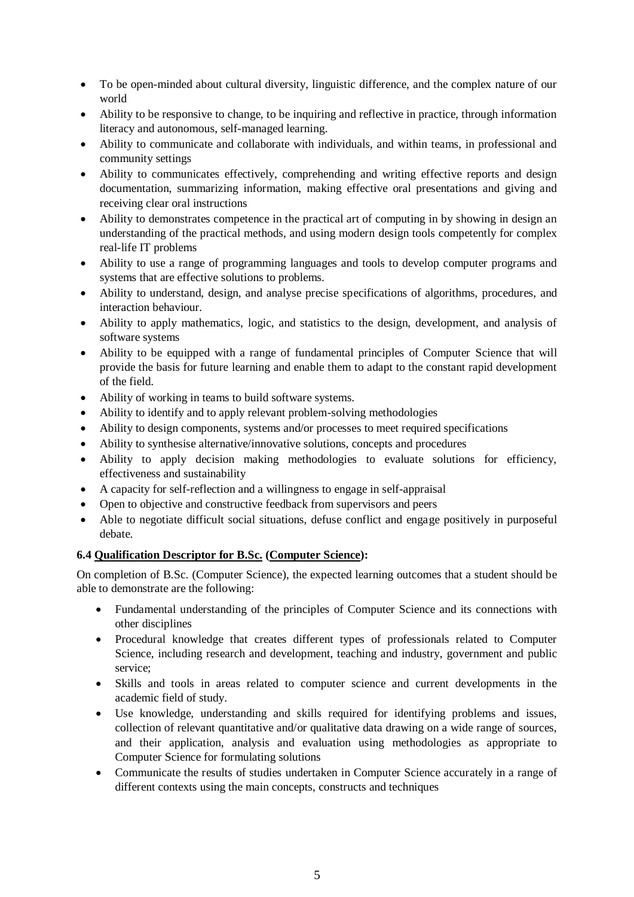- To be open-minded about cultural diversity, linguistic difference, and the complex nature of our world
- Ability to be responsive to change, to be inquiring and reflective in practice, through information literacy and autonomous, self-managed learning.
- Ability to communicate and collaborate with individuals, and within teams, in professional and community settings
- Ability to communicates effectively, comprehending and writing effective reports and design documentation, summarizing information, making effective oral presentations and giving and receiving clear oral instructions
- Ability to demonstrates competence in the practical art of computing in by showing in design an understanding of the practical methods, and using modern design tools competently for complex real-life IT problems
- Ability to use a range of programming languages and tools to develop computer programs and systems that are effective solutions to problems.
- Ability to understand, design, and analyse precise specifications of algorithms, procedures, and interaction behaviour.
- Ability to apply mathematics, logic, and statistics to the design, development, and analysis of software systems
- Ability to be equipped with a range of fundamental principles of Computer Science that will provide the basis for future learning and enable them to adapt to the constant rapid development of the field.
- Ability of working in teams to build software systems.
- Ability to identify and to apply relevant problem-solving methodologies
- Ability to design components, systems and/or processes to meet required specifications
- Ability to synthesise alternative/innovative solutions, concepts and procedures
- Ability to apply decision making methodologies to evaluate solutions for efficiency, effectiveness and sustainability
- A capacity for self-reflection and a willingness to engage in self-appraisal
- Open to objective and constructive feedback from supervisors and peers
- Able to negotiate difficult social situations, defuse conflict and engage positively in purposeful debate.

**6.4 Qualification Descriptor for B.Sc. (Computer Science):**

On completion of B.Sc. (Computer Science), the expected learning outcomes that a student should be able to demonstrate are the following:

- Fundamental understanding of the principles of Computer Science and its connections with other disciplines
- Procedural knowledge that creates different types of professionals related to Computer Science, including research and development, teaching and industry, government and public service;
- Skills and tools in areas related to computer science and current developments in the academic field of study.
- Use knowledge, understanding and skills required for identifying problems and issues, collection of relevant quantitative and/or qualitative data drawing on a wide range of sources, and their application, analysis and evaluation using methodologies as appropriate to Computer Science for formulating solutions
- Communicate the results of studies undertaken in Computer Science accurately in a range of different contexts using the main concepts, constructs and techniques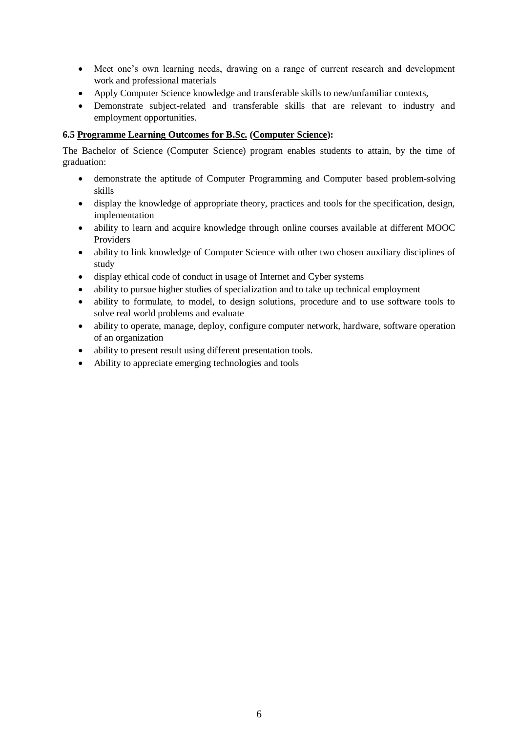- Meet one's own learning needs, drawing on a range of current research and development work and professional materials
- Apply Computer Science knowledge and transferable skills to new/unfamiliar contexts,
- Demonstrate subject-related and transferable skills that are relevant to industry and employment opportunities.

**6.5 <u>Programme Learning Outcomes for B.Sc.</u> (<u>Computer Science</u>):**

The Bachelor of Science (Computer Science) program enables students to attain, by the time of graduation:

- demonstrate the aptitude of Computer Programming and Computer based problem-solving skills
- display the knowledge of appropriate theory, practices and tools for the specification, design, implementation
- ability to learn and acquire knowledge through online courses available at different MOOC Providers
- ability to link knowledge of Computer Science with other two chosen auxiliary disciplines of study
- display ethical code of conduct in usage of Internet and Cyber systems
- ability to pursue higher studies of specialization and to take up technical employment
- ability to formulate, to model, to design solutions, procedure and to use software tools to solve real world problems and evaluate
- ability to operate, manage, deploy, configure computer network, hardware, software operation of an organization
- ability to present result using different presentation tools.
- Ability to appreciate emerging technologies and tools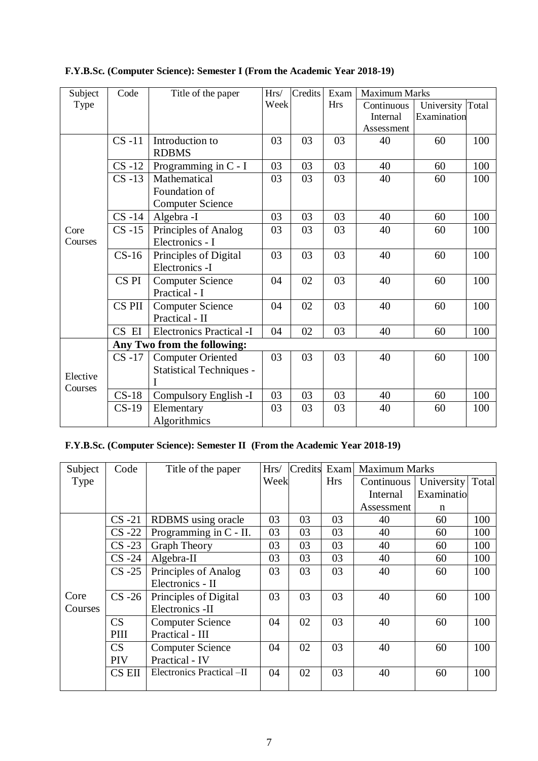**F.Y.B.Sc. (Computer Science): Semester I (From the Academic Year 2018-19)**

| Subject Type | Code | Title of the paper | Hrs/ Week | Credits | Exam Hrs | Maximum Marks | | |
|---|---|---|---|---|---|---|---|---|
| | | | | | | Continuous Internal Assessment | University Examination | Total |
| Core Courses | CS -11 | Introduction to RDBMS | 03 | 03 | 03 | 40 | 60 | 100 |
| | CS -12 | Programming in C - I | 03 | 03 | 03 | 40 | 60 | 100 |
| | CS -13 | Mathematical Foundation of Computer Science | 03 | 03 | 03 | 40 | 60 | 100 |
| | CS -14 | Algebra -I | 03 | 03 | 03 | 40 | 60 | 100 |
| | CS -15 | Principles of Analog Electronics - I | 03 | 03 | 03 | 40 | 60 | 100 |
| | CS-16 | Principles of Digital Electronics -I | 03 | 03 | 03 | 40 | 60 | 100 |
| | CS PI | Computer Science Practical - I | 04 | 02 | 03 | 40 | 60 | 100 |
| | CS PII | Computer Science Practical - II | 04 | 02 | 03 | 40 | 60 | 100 |
| | CS EI | Electronics Practical -I | 04 | 02 | 03 | 40 | 60 | 100 |
| Elective Courses | **Any Two from the following:** | | | | | | | |
| | CS -17 | Computer Oriented Statistical Techniques - I | 03 | 03 | 03 | 40 | 60 | 100 |
| | CS-18 | Compulsory English -I | 03 | 03 | 03 | 40 | 60 | 100 |
| | CS-19 | Elementary Algorithmics | 03 | 03 | 03 | 40 | 60 | 100 |

**F.Y.B.Sc. (Computer Science): Semester II (From the Academic Year 2018-19)**

| Subject Type | Code | Title of the paper | Hrs/ Week | Credits | Exam Hrs | Maximum Marks | | |
|---|---|---|---|---|---|---|---|---|
| | | | | | | Continuous Internal Assessment | University Examination | Total |
| Core Courses | CS -21 | RDBMS using oracle | 03 | 03 | 03 | 40 | 60 | 100 |
| | CS -22 | Programming in C - II. | 03 | 03 | 03 | 40 | 60 | 100 |
| | CS -23 | Graph Theory | 03 | 03 | 03 | 40 | 60 | 100 |
| | CS -24 | Algebra-II | 03 | 03 | 03 | 40 | 60 | 100 |
| | CS -25 | Principles of Analog Electronics - II | 03 | 03 | 03 | 40 | 60 | 100 |
| | CS -26 | Principles of Digital Electronics -II | 03 | 03 | 03 | 40 | 60 | 100 |
| | CS PIII | Computer Science Practical - III | 04 | 02 | 03 | 40 | 60 | 100 |
| | CS PIV | Computer Science Practical - IV | 04 | 02 | 03 | 40 | 60 | 100 |
| | CS EII | Electronics Practical –II | 04 | 02 | 03 | 40 | 60 | 100 |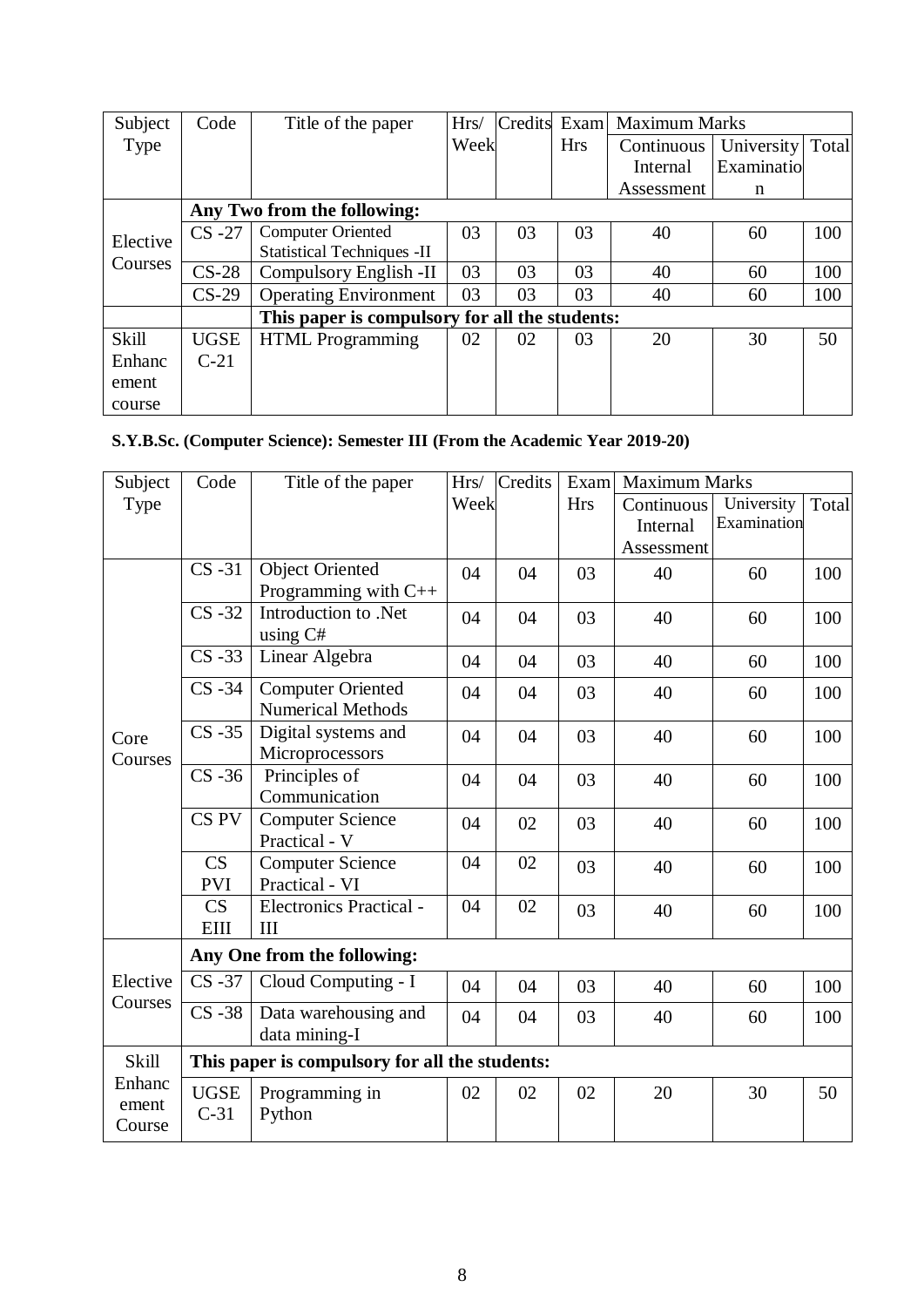| Subject Type | Code | Title of the paper | Hrs/ Week | Credits | Exam Hrs | Maximum Marks | | |
|---|---|---|---|---|---|---|---|---|
| | | | | | | Continuous Internal Assessment | University Examination | Total |
| Elective Courses | Any Two from the following: | | | | | | | |
| | CS -27 | Computer Oriented Statistical Techniques -II | 03 | 03 | 03 | 40 | 60 | 100 |
| | CS-28 | Compulsory English -II | 03 | 03 | 03 | 40 | 60 | 100 |
| | CS-29 | Operating Environment | 03 | 03 | 03 | 40 | 60 | 100 |
| | | This paper is compulsory for all the students: | | | | | | |
| Skill Enhancement course | UGSE C-21 | HTML Programming | 02 | 02 | 03 | 20 | 30 | 50 |

**S.Y.B.Sc. (Computer Science): Semester III (From the Academic Year 2019-20)**

| Subject Type | Code | Title of the paper | Hrs/ Week | Credits | Exam Hrs | Maximum Marks | | |
|---|---|---|---|---|---|---|---|---|
| | | | | | | Continuous Internal Assessment | University Examination | Total |
| Core Courses | CS -31 | Object Oriented Programming with C++ | 04 | 04 | 03 | 40 | 60 | 100 |
| | CS -32 | Introduction to .Net using C# | 04 | 04 | 03 | 40 | 60 | 100 |
| | CS -33 | Linear Algebra | 04 | 04 | 03 | 40 | 60 | 100 |
| | CS -34 | Computer Oriented Numerical Methods | 04 | 04 | 03 | 40 | 60 | 100 |
| | CS -35 | Digital systems and Microprocessors | 04 | 04 | 03 | 40 | 60 | 100 |
| | CS -36 | Principles of Communication | 04 | 04 | 03 | 40 | 60 | 100 |
| | CS PV | Computer Science Practical - V | 04 | 02 | 03 | 40 | 60 | 100 |
| | CS PVI | Computer Science Practical - VI | 04 | 02 | 03 | 40 | 60 | 100 |
| | CS EIII | Electronics Practical - III | 04 | 02 | 03 | 40 | 60 | 100 |
| Elective Courses | Any One from the following: | | | | | | | |
| | CS -37 | Cloud Computing - I | 04 | 04 | 03 | 40 | 60 | 100 |
| | CS -38 | Data warehousing and data mining-I | 04 | 04 | 03 | 40 | 60 | 100 |
| Skill Enhancement Course | This paper is compulsory for all the students: | | | | | | | |
| | UGSE C-31 | Programming in Python | 02 | 02 | 02 | 20 | 30 | 50 |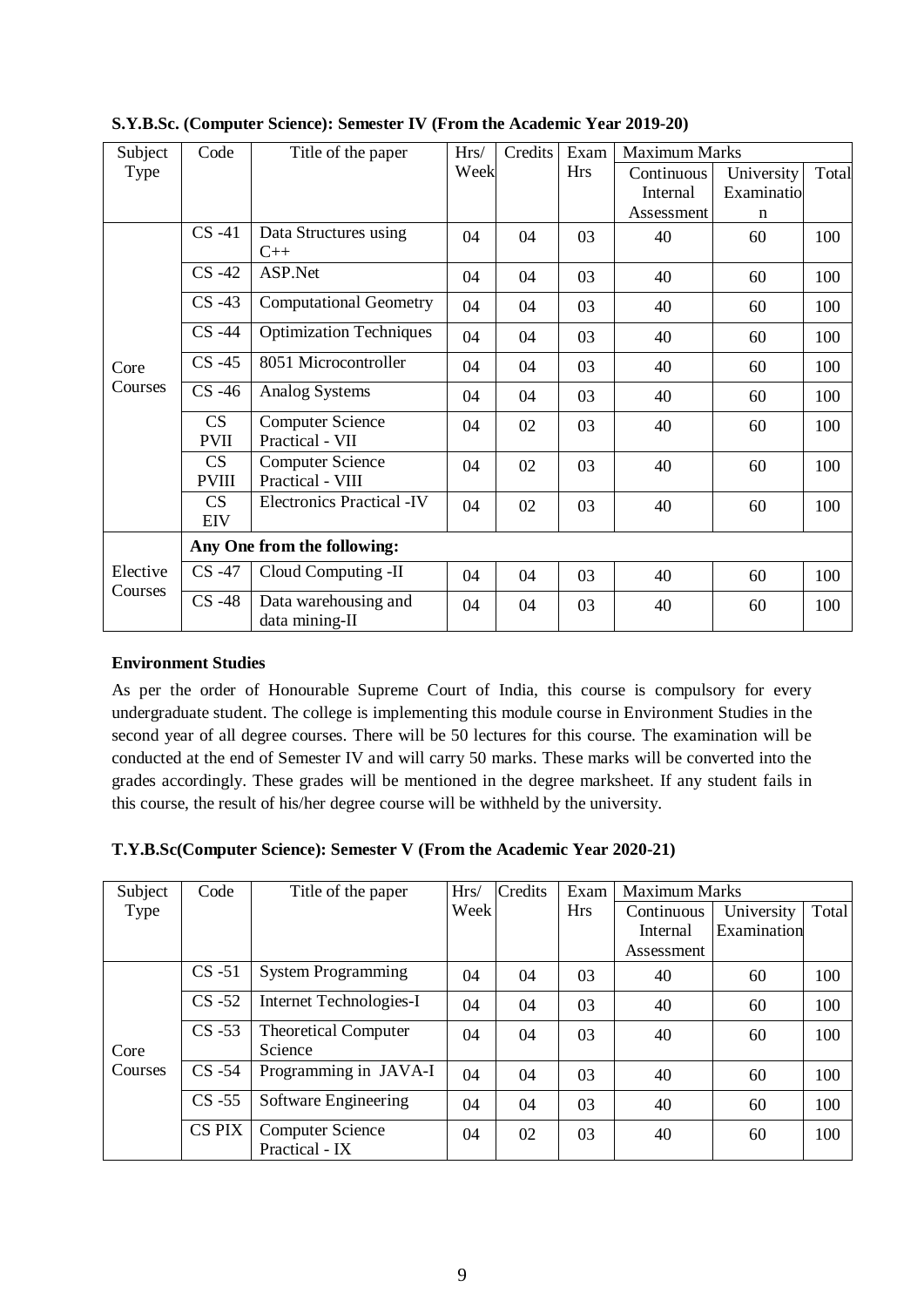**S.Y.B.Sc. (Computer Science): Semester IV (From the Academic Year 2019-20)**

| Subject Type | Code | Title of the paper | Hrs/ Week | Credits | Exam Hrs | Maximum Marks | | |
|---|---|---|---|---|---|---|---|---|
| | | | | | | Continuous Internal Assessment | University Examination | Total |
| Core Courses | CS -41 | Data Structures using C++ | 04 | 04 | 03 | 40 | 60 | 100 |
| | CS -42 | ASP.Net | 04 | 04 | 03 | 40 | 60 | 100 |
| | CS -43 | Computational Geometry | 04 | 04 | 03 | 40 | 60 | 100 |
| | CS -44 | Optimization Techniques | 04 | 04 | 03 | 40 | 60 | 100 |
| | CS -45 | 8051 Microcontroller | 04 | 04 | 03 | 40 | 60 | 100 |
| | CS -46 | Analog Systems | 04 | 04 | 03 | 40 | 60 | 100 |
| | CS PVII | Computer Science Practical - VII | 04 | 02 | 03 | 40 | 60 | 100 |
| | CS PVIII | Computer Science Practical - VIII | 04 | 02 | 03 | 40 | 60 | 100 |
| | CS EIV | Electronics Practical -IV | 04 | 02 | 03 | 40 | 60 | 100 |
| Elective Courses | **Any One from the following:** | | | | | | | |
| | CS -47 | Cloud Computing -II | 04 | 04 | 03 | 40 | 60 | 100 |
| | CS -48 | Data warehousing and data mining-II | 04 | 04 | 03 | 40 | 60 | 100 |

**Environment Studies**

As per the order of Honourable Supreme Court of India, this course is compulsory for every undergraduate student. The college is implementing this module course in Environment Studies in the second year of all degree courses. There will be 50 lectures for this course. The examination will be conducted at the end of Semester IV and will carry 50 marks. These marks will be converted into the grades accordingly. These grades will be mentioned in the degree marksheet. If any student fails in this course, the result of his/her degree course will be withheld by the university.

**T.Y.B.Sc(Computer Science): Semester V (From the Academic Year 2020-21)**

| Subject Type | Code | Title of the paper | Hrs/ Week | Credits | Exam Hrs | Maximum Marks | | |
|---|---|---|---|---|---|---|---|---|
| | | | | | | Continuous Internal Assessment | University Examination | Total |
| Core Courses | CS -51 | System Programming | 04 | 04 | 03 | 40 | 60 | 100 |
| | CS -52 | Internet Technologies-I | 04 | 04 | 03 | 40 | 60 | 100 |
| | CS -53 | Theoretical Computer Science | 04 | 04 | 03 | 40 | 60 | 100 |
| | CS -54 | Programming in JAVA-I | 04 | 04 | 03 | 40 | 60 | 100 |
| | CS -55 | Software Engineering | 04 | 04 | 03 | 40 | 60 | 100 |
| | CS PIX | Computer Science Practical - IX | 04 | 02 | 03 | 40 | 60 | 100 |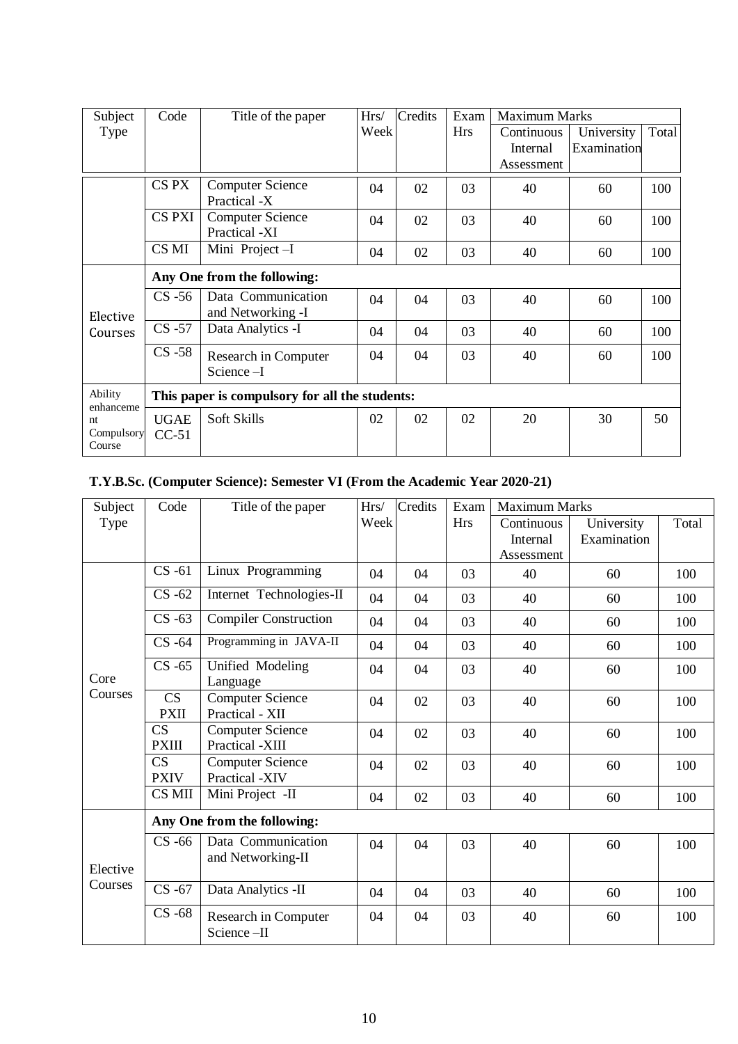| Subject Type | Code | Title of the paper | Hrs/ Week | Credits | Exam Hrs | Maximum Marks | | |
|---|---|---|---|---|---|---|---|---|
| | | | | | | Continuous Internal Assessment | University Examination | Total |
| | CS PX | Computer Science Practical -X | 04 | 02 | 03 | 40 | 60 | 100 |
| | CS PXI | Computer Science Practical -XI | 04 | 02 | 03 | 40 | 60 | 100 |
| | CS MI | Mini Project –I | 04 | 02 | 03 | 40 | 60 | 100 |
| Elective Courses | **Any One from the following:** | | | | | | | |
| | CS -56 | Data Communication and Networking -I | 04 | 04 | 03 | 40 | 60 | 100 |
| | CS -57 | Data Analytics -I | 04 | 04 | 03 | 40 | 60 | 100 |
| | CS -58 | Research in Computer Science –I | 04 | 04 | 03 | 40 | 60 | 100 |
| Ability enhancement Compulsory Course | **This paper is compulsory for all the students:** | | | | | | | |
| | UGAE CC-51 | Soft Skills | 02 | 02 | 02 | 20 | 30 | 50 |

**T.Y.B.Sc. (Computer Science): Semester VI (From the Academic Year 2020-21)**

| Subject Type | Code | Title of the paper | Hrs/ Week | Credits | Exam Hrs | Maximum Marks | | |
|---|---|---|---|---|---|---|---|---|
| | | | | | | Continuous Internal Assessment | University Examination | Total |
| Core Courses | CS -61 | Linux Programming | 04 | 04 | 03 | 40 | 60 | 100 |
| | CS -62 | Internet Technologies-II | 04 | 04 | 03 | 40 | 60 | 100 |
| | CS -63 | Compiler Construction | 04 | 04 | 03 | 40 | 60 | 100 |
| | CS -64 | Programming in JAVA-II | 04 | 04 | 03 | 40 | 60 | 100 |
| | CS -65 | Unified Modeling Language | 04 | 04 | 03 | 40 | 60 | 100 |
| | CS PXII | Computer Science Practical - XII | 04 | 02 | 03 | 40 | 60 | 100 |
| | CS PXIII | Computer Science Practical -XIII | 04 | 02 | 03 | 40 | 60 | 100 |
| | CS PXIV | Computer Science Practical -XIV | 04 | 02 | 03 | 40 | 60 | 100 |
| | CS MII | Mini Project -II | 04 | 02 | 03 | 40 | 60 | 100 |
| Elective Courses | **Any One from the following:** | | | | | | | |
| | CS -66 | Data Communication and Networking-II | 04 | 04 | 03 | 40 | 60 | 100 |
| | CS -67 | Data Analytics -II | 04 | 04 | 03 | 40 | 60 | 100 |
| | CS -68 | Research in Computer Science –II | 04 | 04 | 03 | 40 | 60 | 100 |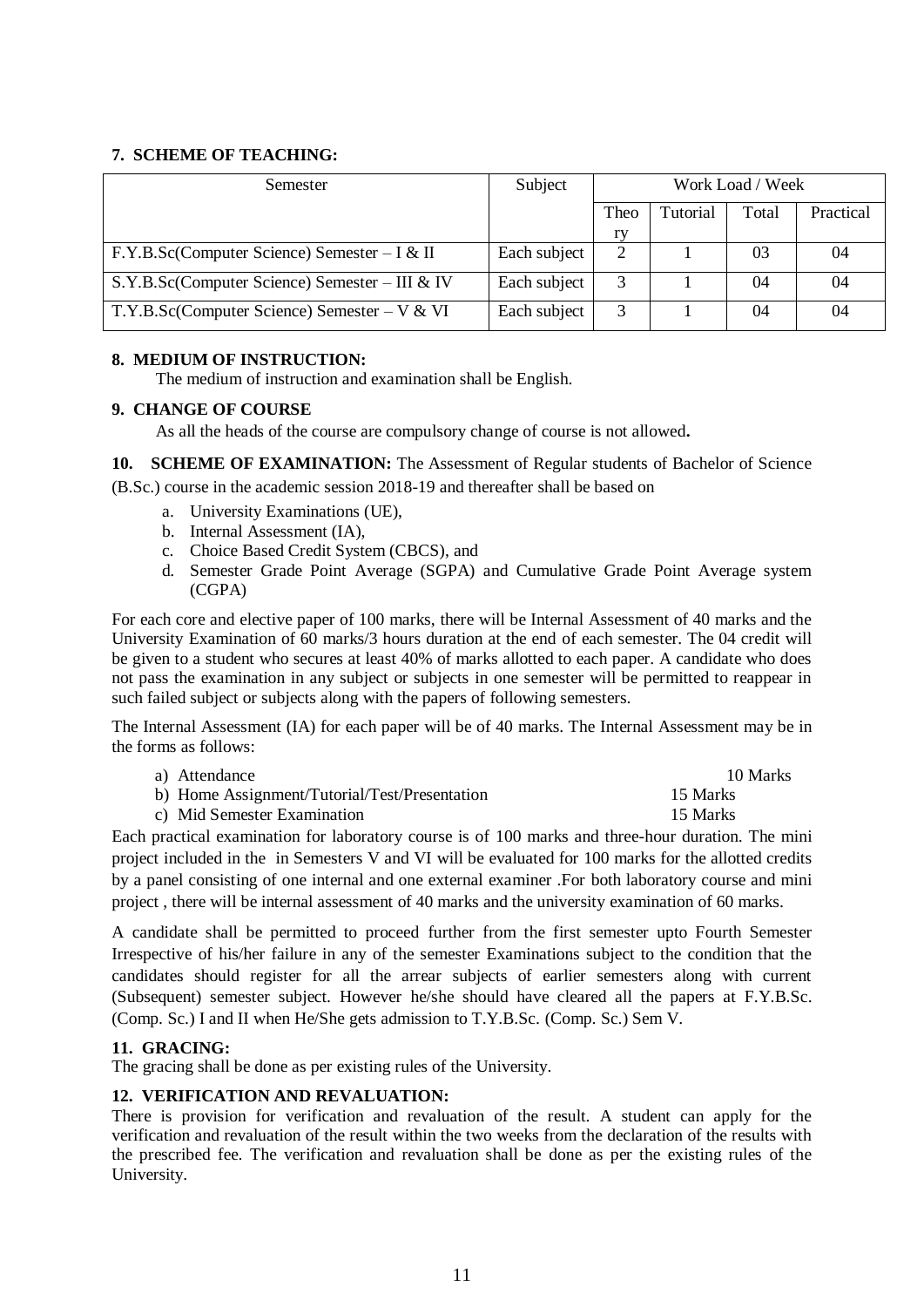**7. SCHEME OF TEACHING:**

| Semester | Subject | Work Load / Week | | | |
|---|---|---|---|---|---|
| | | Theory | Tutorial | Total | Practical |
| F.Y.B.Sc(Computer Science) Semester – I & II | Each subject | 2 | 1 | 03 | 04 |
| S.Y.B.Sc(Computer Science) Semester – III & IV | Each subject | 3 | 1 | 04 | 04 |
| T.Y.B.Sc(Computer Science) Semester – V & VI | Each subject | 3 | 1 | 04 | 04 |

**8. MEDIUM OF INSTRUCTION:**

The medium of instruction and examination shall be English.

**9. CHANGE OF COURSE**

As all the heads of the course are compulsory change of course is not allowed**.**

**10. SCHEME OF EXAMINATION:** The Assessment of Regular students of Bachelor of Science (B.Sc.) course in the academic session 2018-19 and thereafter shall be based on

a. University Examinations (UE),
b. Internal Assessment (IA),
c. Choice Based Credit System (CBCS), and
d. Semester Grade Point Average (SGPA) and Cumulative Grade Point Average system (CGPA)

For each core and elective paper of 100 marks, there will be Internal Assessment of 40 marks and the University Examination of 60 marks/3 hours duration at the end of each semester. The 04 credit will be given to a student who secures at least 40% of marks allotted to each paper. A candidate who does not pass the examination in any subject or subjects in one semester will be permitted to reappear in such failed subject or subjects along with the papers of following semesters.

The Internal Assessment (IA) for each paper will be of 40 marks. The Internal Assessment may be in the forms as follows:

a) Attendance — 10 Marks
b) Home Assignment/Tutorial/Test/Presentation — 15 Marks
c) Mid Semester Examination — 15 Marks

Each practical examination for laboratory course is of 100 marks and three-hour duration. The mini project included in the in Semesters V and VI will be evaluated for 100 marks for the allotted credits by a panel consisting of one internal and one external examiner .For both laboratory course and mini project , there will be internal assessment of 40 marks and the university examination of 60 marks.

A candidate shall be permitted to proceed further from the first semester upto Fourth Semester Irrespective of his/her failure in any of the semester Examinations subject to the condition that the candidates should register for all the arrear subjects of earlier semesters along with current (Subsequent) semester subject. However he/she should have cleared all the papers at F.Y.B.Sc. (Comp. Sc.) I and II when He/She gets admission to T.Y.B.Sc. (Comp. Sc.) Sem V.

**11. GRACING:**

The gracing shall be done as per existing rules of the University.

**12. VERIFICATION AND REVALUATION:**

There is provision for verification and revaluation of the result. A student can apply for the verification and revaluation of the result within the two weeks from the declaration of the results with the prescribed fee. The verification and revaluation shall be done as per the existing rules of the University.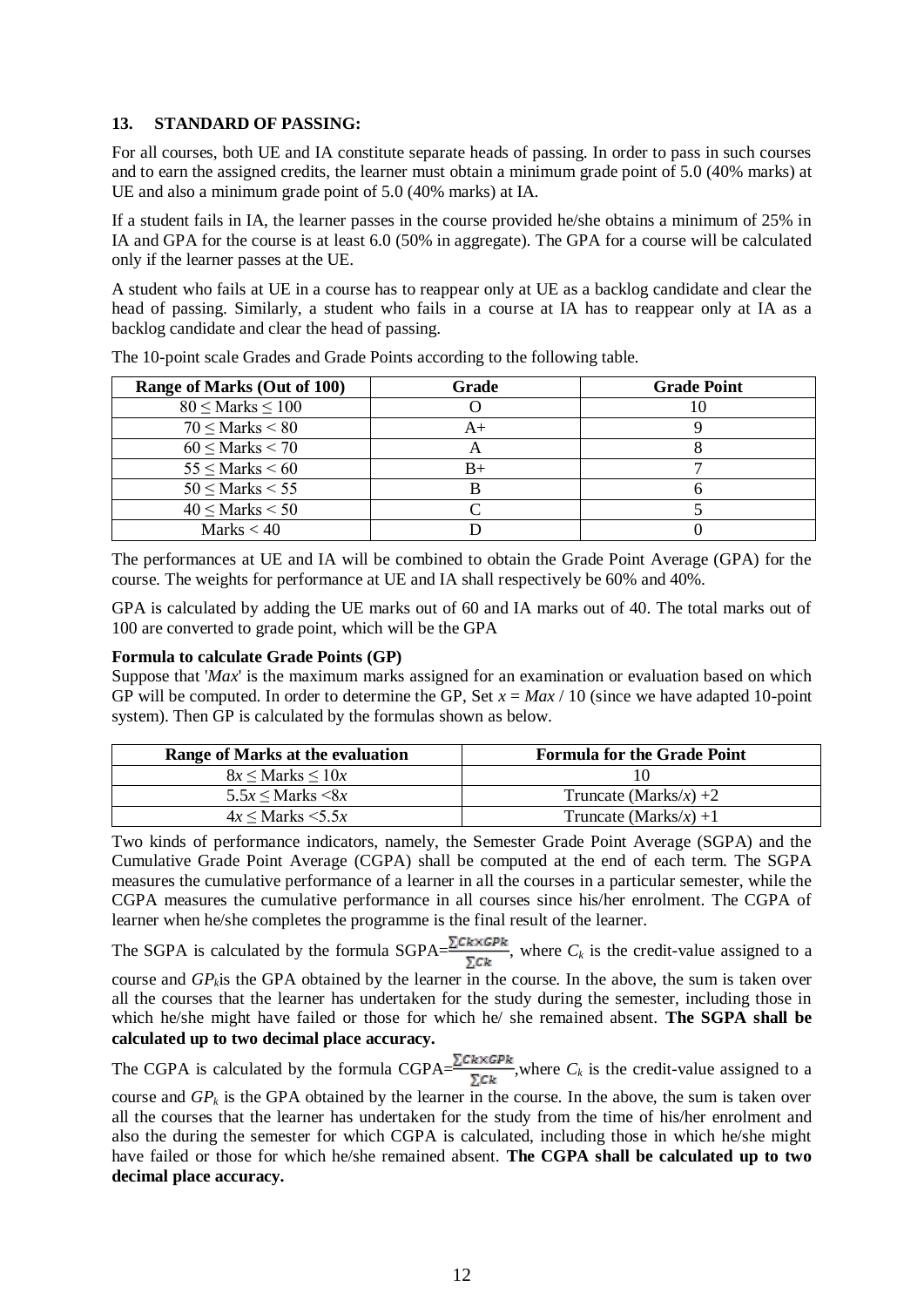### 13. STANDARD OF PASSING:

For all courses, both UE and IA constitute separate heads of passing. In order to pass in such courses and to earn the assigned credits, the learner must obtain a minimum grade point of 5.0 (40% marks) at UE and also a minimum grade point of 5.0 (40% marks) at IA.

If a student fails in IA, the learner passes in the course provided he/she obtains a minimum of 25% in IA and GPA for the course is at least 6.0 (50% in aggregate). The GPA for a course will be calculated only if the learner passes at the UE.

A student who fails at UE in a course has to reappear only at UE as a backlog candidate and clear the head of passing. Similarly, a student who fails in a course at IA has to reappear only at IA as a backlog candidate and clear the head of passing.

The 10-point scale Grades and Grade Points according to the following table.

| Range of Marks (Out of 100) | Grade | Grade Point |
|---|---|---|
| $80 \le$ Marks $\le 100$ | O | 10 |
| $70 \le$ Marks $< 80$ | A+ | 9 |
| $60 \le$ Marks $< 70$ | A | 8 |
| $55 \le$ Marks $< 60$ | B+ | 7 |
| $50 \le$ Marks $< 55$ | B | 6 |
| $40 \le$ Marks $< 50$ | C | 5 |
| Marks $< 40$ | D | 0 |

The performances at UE and IA will be combined to obtain the Grade Point Average (GPA) for the course. The weights for performance at UE and IA shall respectively be 60% and 40%.

GPA is calculated by adding the UE marks out of 60 and IA marks out of 40. The total marks out of 100 are converted to grade point, which will be the GPA

**Formula to calculate Grade Points (GP)**

Suppose that '*Max*' is the maximum marks assigned for an examination or evaluation based on which GP will be computed. In order to determine the GP, Set $x = Max / 10$ (since we have adapted 10-point system). Then GP is calculated by the formulas shown as below.

| Range of Marks at the evaluation | Formula for the Grade Point |
|---|---|
| $8x \le$ Marks $\le 10x$ | 10 |
| $5.5x \le$ Marks $< 8x$ | Truncate (Marks/$x$) +2 |
| $4x \le$ Marks $< 5.5x$ | Truncate (Marks/$x$) +1 |

Two kinds of performance indicators, namely, the Semester Grade Point Average (SGPA) and the Cumulative Grade Point Average (CGPA) shall be computed at the end of each term. The SGPA measures the cumulative performance of a learner in all the courses in a particular semester, while the CGPA measures the cumulative performance in all courses since his/her enrolment. The CGPA of learner when he/she completes the programme is the final result of the learner.

The SGPA is calculated by the formula SGPA$=\frac{\sum Ck \times GPk}{\sum Ck}$, where $C_k$ is the credit-value assigned to a course and $GP_k$is the GPA obtained by the learner in the course. In the above, the sum is taken over all the courses that the learner has undertaken for the study during the semester, including those in which he/she might have failed or those for which he/ she remained absent. **The SGPA shall be calculated up to two decimal place accuracy.**

The CGPA is calculated by the formula CGPA$=\frac{\sum Ck \times GPk}{\sum Ck}$,where $C_k$ is the credit-value assigned to a course and $GP_k$ is the GPA obtained by the learner in the course. In the above, the sum is taken over all the courses that the learner has undertaken for the study from the time of his/her enrolment and also the during the semester for which CGPA is calculated, including those in which he/she might have failed or those for which he/she remained absent. **The CGPA shall be calculated up to two decimal place accuracy.**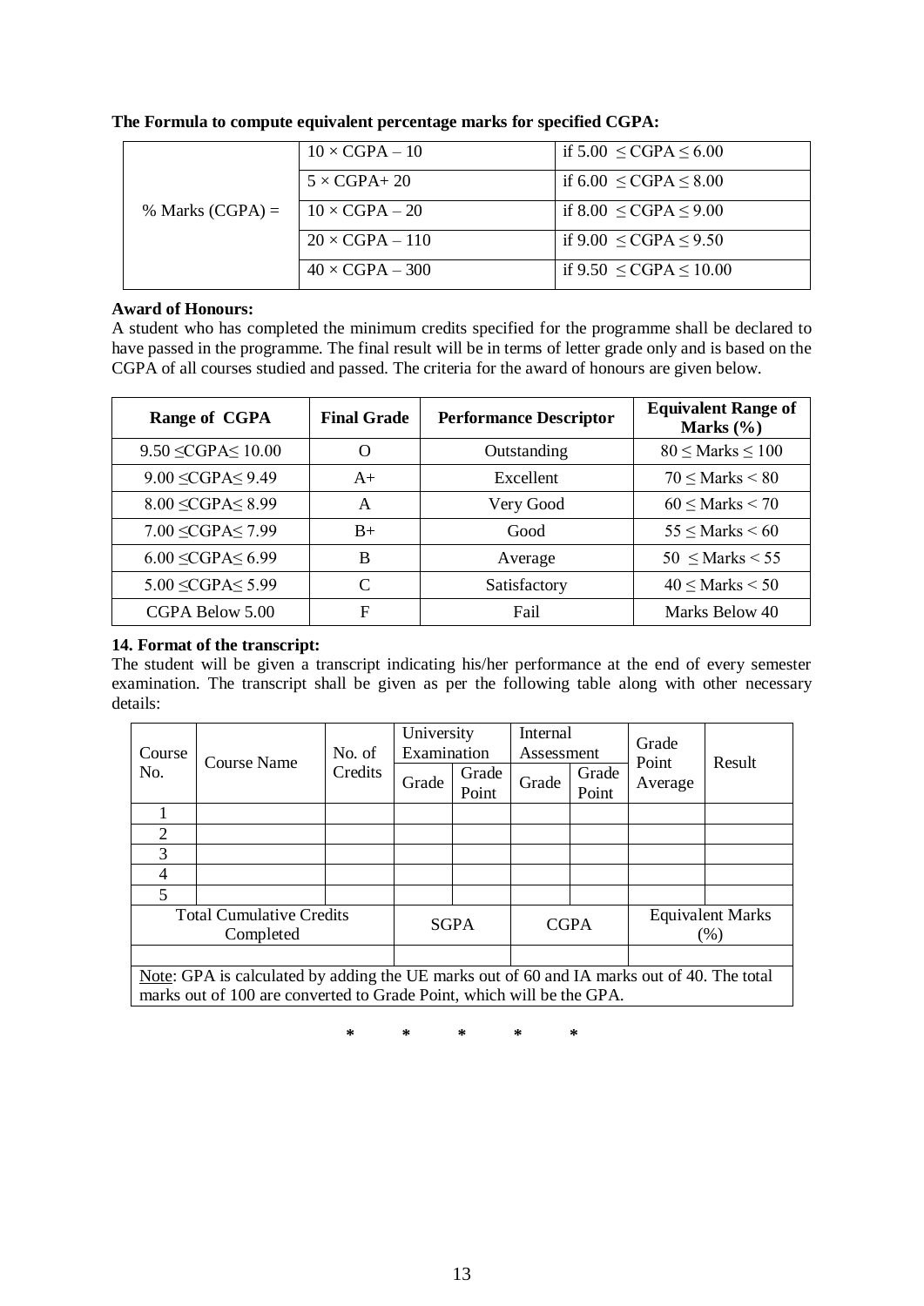**The Formula to compute equivalent percentage marks for specified CGPA:**

| | | |
|---|---|---|
| % Marks (CGPA) = | $10 \times \text{CGPA} - 10$ | if $5.00 \leq \text{CGPA} \leq 6.00$ |
| | $5 \times \text{CGPA} + 20$ | if $6.00 \leq \text{CGPA} \leq 8.00$ |
| | $10 \times \text{CGPA} - 20$ | if $8.00 \leq \text{CGPA} \leq 9.00$ |
| | $20 \times \text{CGPA} - 110$ | if $9.00 \leq \text{CGPA} \leq 9.50$ |
| | $40 \times \text{CGPA} - 300$ | if $9.50 \leq \text{CGPA} \leq 10.00$ |

**Award of Honours:**

A student who has completed the minimum credits specified for the programme shall be declared to have passed in the programme. The final result will be in terms of letter grade only and is based on the CGPA of all courses studied and passed. The criteria for the award of honours are given below.

| Range of CGPA | Final Grade | Performance Descriptor | Equivalent Range of Marks (%) |
|---|---|---|---|
| $9.50 \leq \text{CGPA} \leq 10.00$ | O | Outstanding | $80 \leq \text{Marks} \leq 100$ |
| $9.00 \leq \text{CGPA} \leq 9.49$ | A+ | Excellent | $70 \leq \text{Marks} < 80$ |
| $8.00 \leq \text{CGPA} \leq 8.99$ | A | Very Good | $60 \leq \text{Marks} < 70$ |
| $7.00 \leq \text{CGPA} \leq 7.99$ | B+ | Good | $55 \leq \text{Marks} < 60$ |
| $6.00 \leq \text{CGPA} \leq 6.99$ | B | Average | $50 \leq \text{Marks} < 55$ |
| $5.00 \leq \text{CGPA} \leq 5.99$ | C | Satisfactory | $40 \leq \text{Marks} < 50$ |
| CGPA Below 5.00 | F | Fail | Marks Below 40 |

**14. Format of the transcript:**

The student will be given a transcript indicating his/her performance at the end of every semester examination. The transcript shall be given as per the following table along with other necessary details:

| Course No. | Course Name | No. of Credits | University Examination | | Internal Assessment | | Grade Point Average | Result |
|---|---|---|---|---|---|---|---|---|
| | | | Grade | Grade Point | Grade | Grade Point | | |
| 1 | | | | | | | | |
| 2 | | | | | | | | |
| 3 | | | | | | | | |
| 4 | | | | | | | | |
| 5 | | | | | | | | |
| Total Cumulative Credits Completed | | | SGPA | | CGPA | | Equivalent Marks (%) | |
| | | | | | | | | |

Note: GPA is calculated by adding the UE marks out of 60 and IA marks out of 40. The total marks out of 100 are converted to Grade Point, which will be the GPA.

\* \* \* \* \*